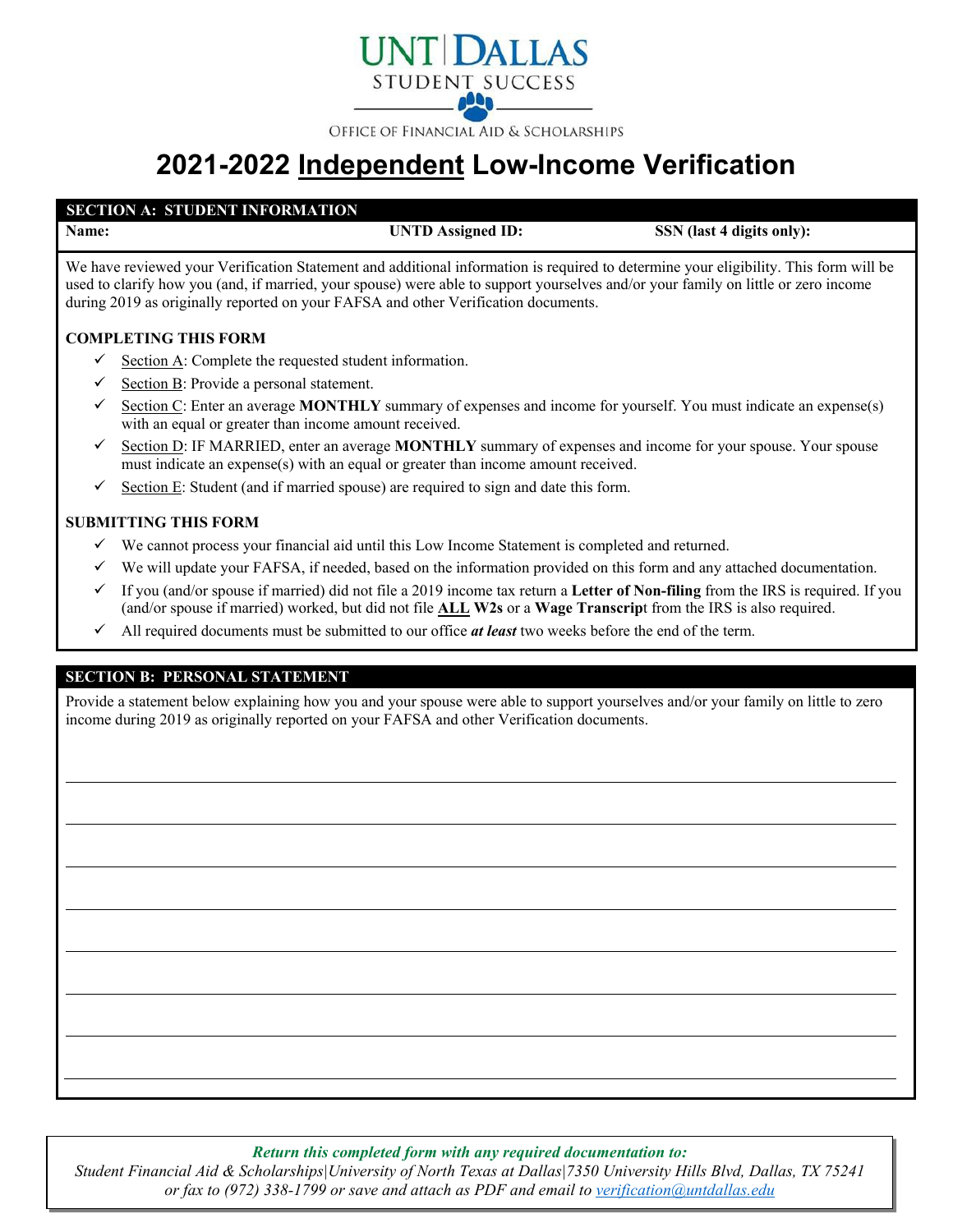UNT|DALLAS
STUDENT SUCCESS

OFFICE OF FINANCIAL AID & SCHOLARSHIPS

# 2021-2022 Independent Low-Income Verification

## SECTION A: STUDENT INFORMATION

| Name: | UNTD Assigned ID: | SSN (last 4 digits only): |
|---|---|---|

We have reviewed your Verification Statement and additional information is required to determine your eligibility. This form will be used to clarify how you (and, if married, your spouse) were able to support yourselves and/or your family on little or zero income during 2019 as originally reported on your FAFSA and other Verification documents.

### COMPLETING THIS FORM

- ✓ Section A: Complete the requested student information.
- ✓ Section B: Provide a personal statement.
- ✓ Section C: Enter an average **MONTHLY** summary of expenses and income for yourself. You must indicate an expense(s) with an equal or greater than income amount received.
- ✓ Section D: IF MARRIED, enter an average **MONTHLY** summary of expenses and income for your spouse. Your spouse must indicate an expense(s) with an equal or greater than income amount received.
- ✓ Section E: Student (and if married spouse) are required to sign and date this form.

### SUBMITTING THIS FORM

- ✓ We cannot process your financial aid until this Low Income Statement is completed and returned.
- ✓ We will update your FAFSA, if needed, based on the information provided on this form and any attached documentation.
- ✓ If you (and/or spouse if married) did not file a 2019 income tax return a **Letter of Non-filing** from the IRS is required. If you (and/or spouse if married) worked, but did not file **ALL W2s** or a **Wage Transcript** from the IRS is also required.
- ✓ All required documents must be submitted to our office ***at least*** two weeks before the end of the term.

## SECTION B: PERSONAL STATEMENT

Provide a statement below explaining how you and your spouse were able to support yourselves and/or your family on little to zero income during 2019 as originally reported on your FAFSA and other Verification documents.

_______________________________________________

_______________________________________________

_______________________________________________

_______________________________________________

_______________________________________________

_______________________________________________

_______________________________________________

_______________________________________________

***Return this completed form with any required documentation to:***
*Student Financial Aid & Scholarships|University of North Texas at Dallas|7350 University Hills Blvd, Dallas, TX 75241 or fax to (972) 338-1799 or save and attach as PDF and email to verification@untdallas.edu*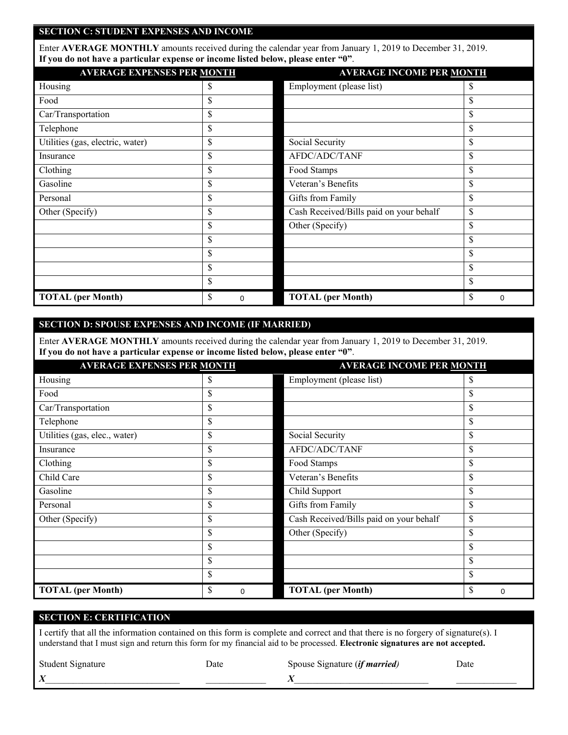## SECTION C: STUDENT EXPENSES AND INCOME

Enter **AVERAGE MONTHLY** amounts received during the calendar year from January 1, 2019 to December 31, 2019. **If you do not have a particular expense or income listed below, please enter "0"**.

| AVERAGE EXPENSES PER MONTH | | AVERAGE INCOME PER MONTH | |
|---|---|---|---|
| Housing | $ | Employment (please list) | $ |
| Food | $ | | $ |
| Car/Transportation | $ | | $ |
| Telephone | $ | | $ |
| Utilities (gas, electric, water) | $ | Social Security | $ |
| Insurance | $ | AFDC/ADC/TANF | $ |
| Clothing | $ | Food Stamps | $ |
| Gasoline | $ | Veteran's Benefits | $ |
| Personal | $ | Gifts from Family | $ |
| Other (Specify) | $ | Cash Received/Bills paid on your behalf | $ |
| | $ | Other (Specify) | $ |
| | $ | | $ |
| | $ | | $ |
| | $ | | $ |
| | $ | | $ |
| **TOTAL (per Month)** | $ 0 | **TOTAL (per Month)** | $ 0 |

## SECTION D: SPOUSE EXPENSES AND INCOME (IF MARRIED)

Enter **AVERAGE MONTHLY** amounts received during the calendar year from January 1, 2019 to December 31, 2019. **If you do not have a particular expense or income listed below, please enter "0"**.

| AVERAGE EXPENSES PER MONTH | | AVERAGE INCOME PER MONTH | |
|---|---|---|---|
| Housing | $ | Employment (please list) | $ |
| Food | $ | | $ |
| Car/Transportation | $ | | $ |
| Telephone | $ | | $ |
| Utilities (gas, elec., water) | $ | Social Security | $ |
| Insurance | $ | AFDC/ADC/TANF | $ |
| Clothing | $ | Food Stamps | $ |
| Child Care | $ | Veteran's Benefits | $ |
| Gasoline | $ | Child Support | $ |
| Personal | $ | Gifts from Family | $ |
| Other (Specify) | $ | Cash Received/Bills paid on your behalf | $ |
| | $ | Other (Specify) | $ |
| | $ | | $ |
| | $ | | $ |
| | $ | | $ |
| **TOTAL (per Month)** | $ 0 | **TOTAL (per Month)** | $ 0 |

## SECTION E: CERTIFICATION

I certify that all the information contained on this form is complete and correct and that there is no forgery of signature(s). I understand that I must sign and return this form for my financial aid to be processed. **Electronic signatures are not accepted.**

Student Signature *X*\_\_\_\_\_\_\_\_\_\_\_\_\_\_\_\_\_\_\_\_\_\_\_\_\_\_\_\_ Date \_\_\_\_\_\_\_\_\_\_\_\_\_

Spouse Signature (***if married***) *X*\_\_\_\_\_\_\_\_\_\_\_\_\_\_\_\_\_\_\_\_\_\_\_\_\_\_\_\_ Date \_\_\_\_\_\_\_\_\_\_\_\_\_